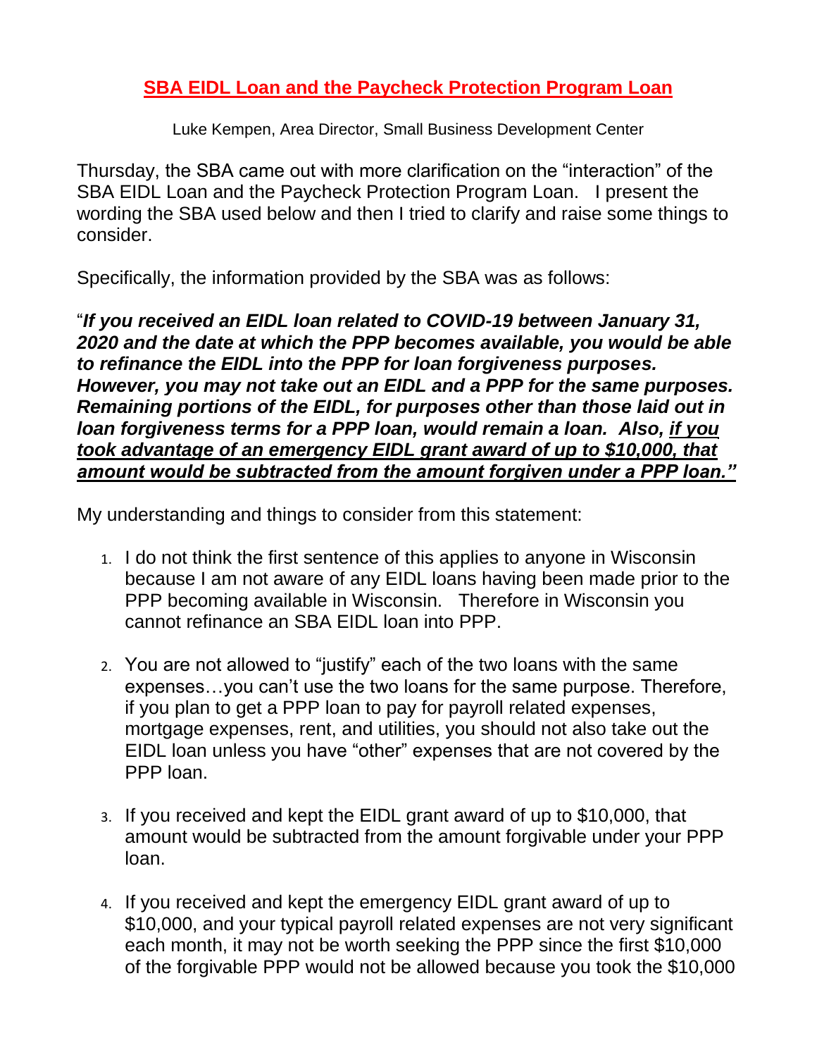# SBA EIDL Loan and the Paycheck Protection Program Loan

Luke Kempen, Area Director, Small Business Development Center

Thursday, the SBA came out with more clarification on the "interaction" of the SBA EIDL Loan and the Paycheck Protection Program Loan. I present the wording the SBA used below and then I tried to clarify and raise some things to consider.

Specifically, the information provided by the SBA was as follows:

"***If you received an EIDL loan related to COVID-19 between January 31, 2020 and the date at which the PPP becomes available, you would be able to refinance the EIDL into the PPP for loan forgiveness purposes. However, you may not take out an EIDL and a PPP for the same purposes. Remaining portions of the EIDL, for purposes other than those laid out in loan forgiveness terms for a PPP loan, would remain a loan. Also, <u>if you took advantage of an emergency EIDL grant award of up to $10,000, that amount would be subtracted from the amount forgiven under a PPP loan."</u>***

My understanding and things to consider from this statement:

1. I do not think the first sentence of this applies to anyone in Wisconsin because I am not aware of any EIDL loans having been made prior to the PPP becoming available in Wisconsin. Therefore in Wisconsin you cannot refinance an SBA EIDL loan into PPP.

2. You are not allowed to "justify" each of the two loans with the same expenses…you can't use the two loans for the same purpose. Therefore, if you plan to get a PPP loan to pay for payroll related expenses, mortgage expenses, rent, and utilities, you should not also take out the EIDL loan unless you have "other" expenses that are not covered by the PPP loan.

3. If you received and kept the EIDL grant award of up to $10,000, that amount would be subtracted from the amount forgivable under your PPP loan.

4. If you received and kept the emergency EIDL grant award of up to $10,000, and your typical payroll related expenses are not very significant each month, it may not be worth seeking the PPP since the first $10,000 of the forgivable PPP would not be allowed because you took the $10,000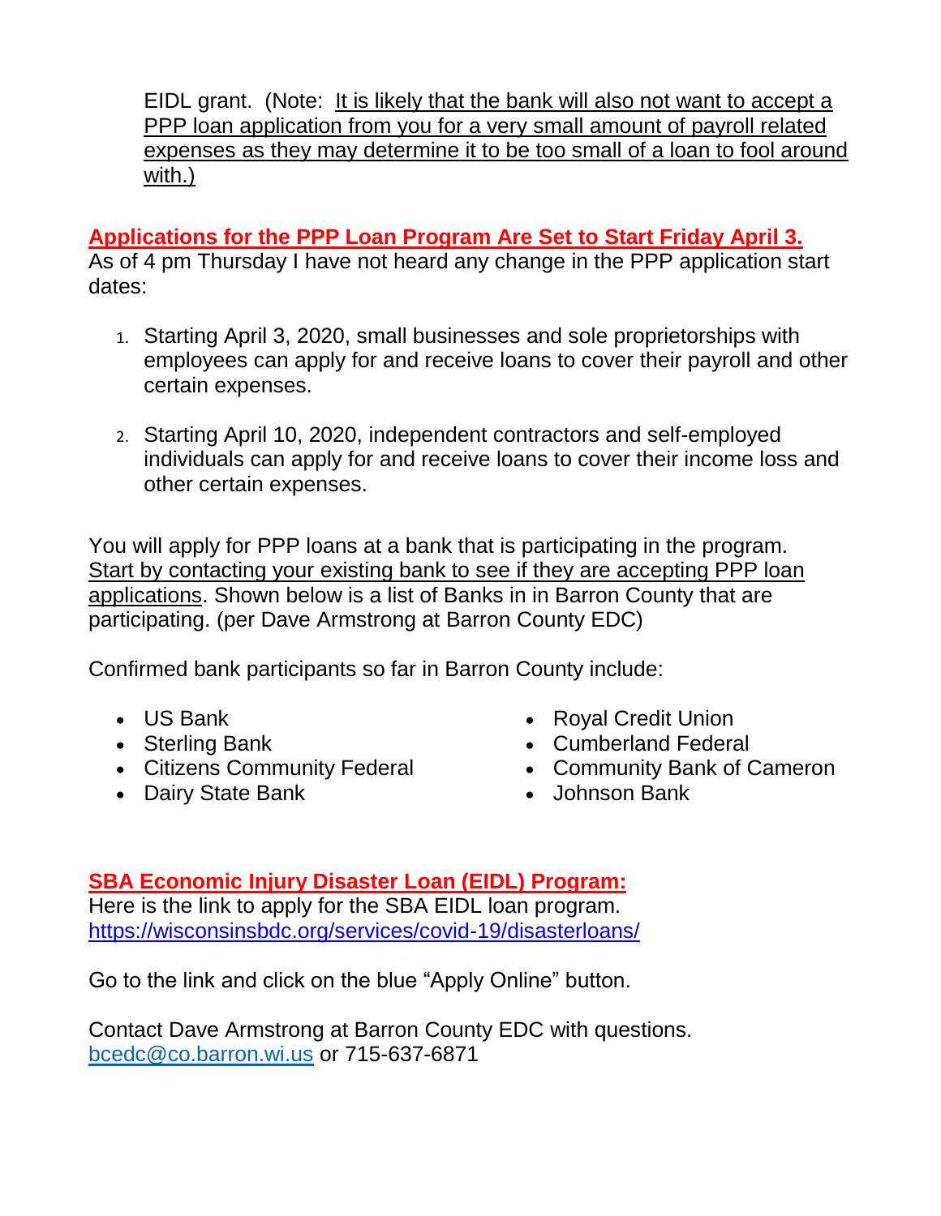EIDL grant. (Note: <u>It is likely that the bank will also not want to accept a PPP loan application from you for a very small amount of payroll related expenses as they may determine it to be too small of a loan to fool around with.)</u>

**<u>Applications for the PPP Loan Program Are Set to Start Friday April 3.</u>**

As of 4 pm Thursday I have not heard any change in the PPP application start dates:

1. Starting April 3, 2020, small businesses and sole proprietorships with employees can apply for and receive loans to cover their payroll and other certain expenses.
2. Starting April 10, 2020, independent contractors and self-employed individuals can apply for and receive loans to cover their income loss and other certain expenses.

You will apply for PPP loans at a bank that is participating in the program. <u>Start by contacting your existing bank to see if they are accepting PPP loan applications</u>. Shown below is a list of Banks in in Barron County that are participating. (per Dave Armstrong at Barron County EDC)

Confirmed bank participants so far in Barron County include:

- US Bank
- Sterling Bank
- Citizens Community Federal
- Dairy State Bank
- Royal Credit Union
- Cumberland Federal
- Community Bank of Cameron
- Johnson Bank

**<u>SBA Economic Injury Disaster Loan (EIDL) Program:</u>**

Here is the link to apply for the SBA EIDL loan program.
https://wisconsinsbdc.org/services/covid-19/disasterloans/

Go to the link and click on the blue "Apply Online" button.

Contact Dave Armstrong at Barron County EDC with questions.
bcedc@co.barron.wi.us or 715-637-6871